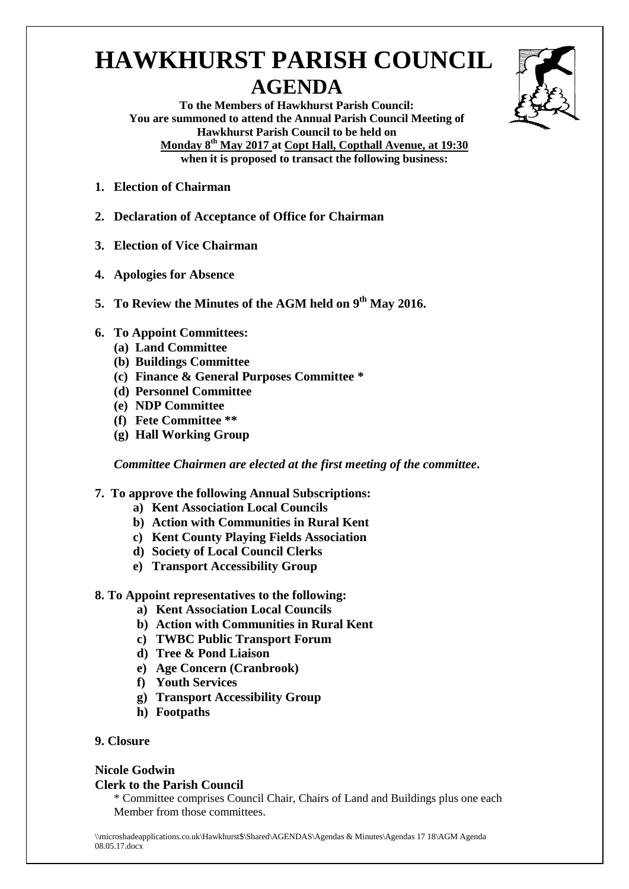# HAWKHURST PARISH COUNCIL

## AGENDA

**To the Members of Hawkhurst Parish Council:**
**You are summoned to attend the Annual Parish Council Meeting of Hawkhurst Parish Council to be held on**
**Monday 8th May 2017 at Copt Hall, Copthall Avenue, at 19:30**
**when it is proposed to transact the following business:**

1. **Election of Chairman**

2. **Declaration of Acceptance of Office for Chairman**

3. **Election of Vice Chairman**

4. **Apologies for Absence**

5. **To Review the Minutes of the AGM held on 9th May 2016.**

6. **To Appoint Committees:**
   - **(a) Land Committee**
   - **(b) Buildings Committee**
   - **(c) Finance & General Purposes Committee ***
   - **(d) Personnel Committee**
   - **(e) NDP Committee**
   - **(f) Fete Committee ****
   - **(g) Hall Working Group**

   ***Committee Chairmen are elected at the first meeting of the committee.***

7. **To approve the following Annual Subscriptions:**
   - **a) Kent Association Local Councils**
   - **b) Action with Communities in Rural Kent**
   - **c) Kent County Playing Fields Association**
   - **d) Society of Local Council Clerks**
   - **e) Transport Accessibility Group**

8. **To Appoint representatives to the following:**
   - **a) Kent Association Local Councils**
   - **b) Action with Communities in Rural Kent**
   - **c) TWBC Public Transport Forum**
   - **d) Tree & Pond Liaison**
   - **e) Age Concern (Cranbrook)**
   - **f) Youth Services**
   - **g) Transport Accessibility Group**
   - **h) Footpaths**

9. **Closure**

**Nicole Godwin**
**Clerk to the Parish Council**

* Committee comprises Council Chair, Chairs of Land and Buildings plus one each Member from those committees.

\\microshadeapplications.co.uk\Hawkhurst$\Shared\AGENDAS\Agendas & Minutes\Agendas 17 18\AGM Agenda 08.05.17.docx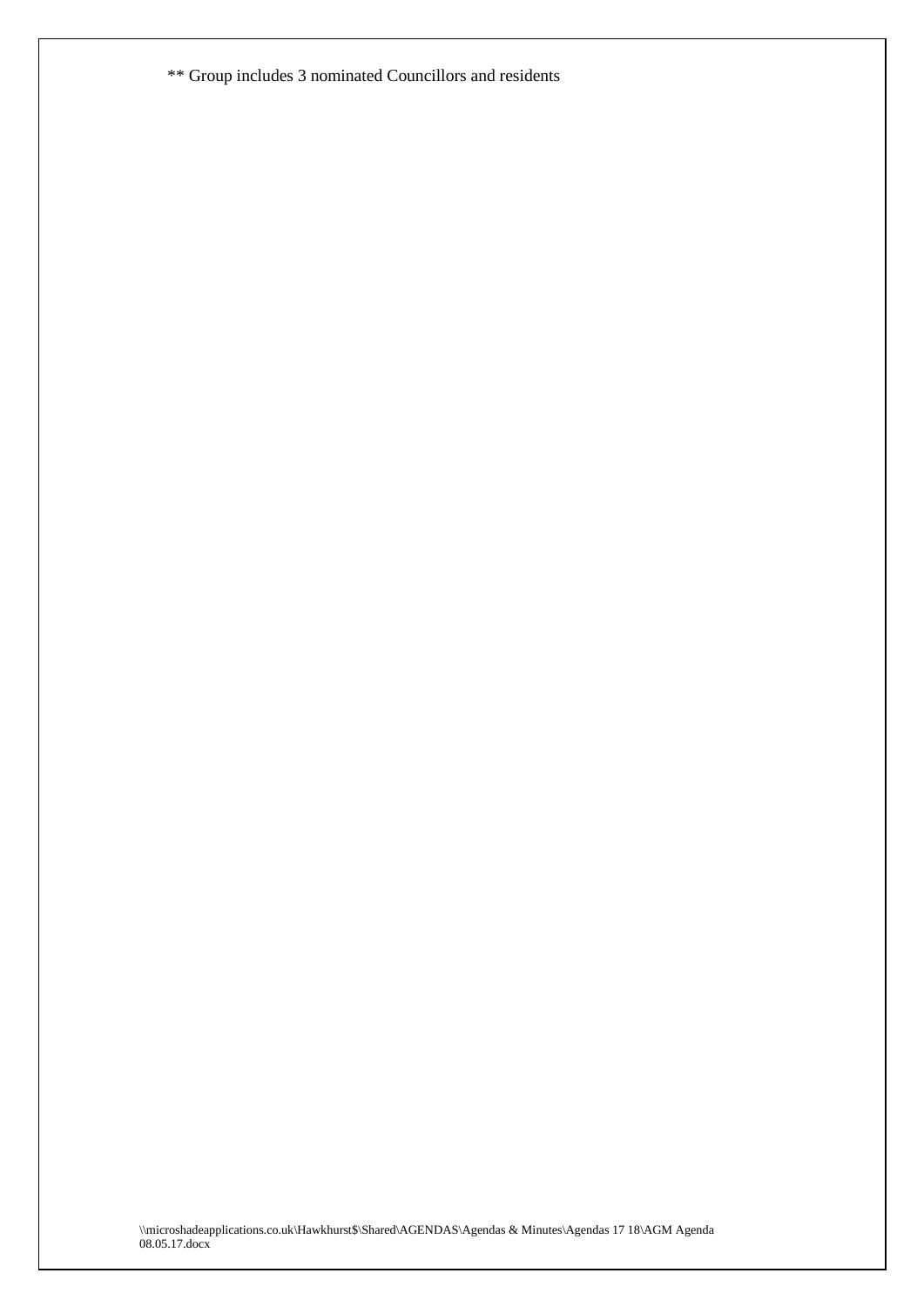** Group includes 3 nominated Councillors and residents